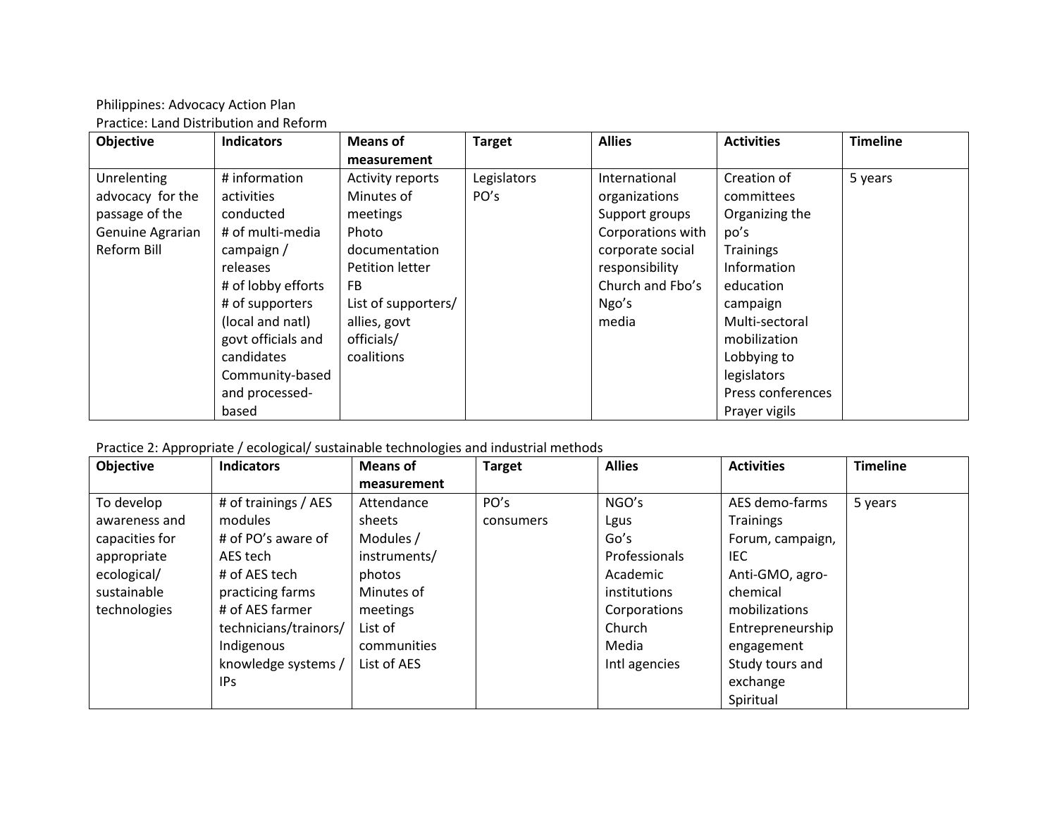Philippines: Advocacy Action Plan

Practice: Land Distribution and Reform

| Objective | Indicators | Means of measurement | Target | Allies | Activities | Timeline |
|---|---|---|---|---|---|---|
| Unrelenting advocacy for the passage of the Genuine Agrarian Reform Bill | # information activities conducted<br># of multi-media campaign / releases<br># of lobby efforts<br># of supporters (local and natl) govt officials and candidates<br>Community-based and processed-based | Activity reports<br>Minutes of meetings<br>Photo documentation<br>Petition letter<br>FB<br>List of supporters/ allies, govt officials/ coalitions | Legislators<br>PO's | International organizations<br>Support groups<br>Corporations with corporate social responsibility<br>Church and Fbo's<br>Ngo's<br>media | Creation of committees<br>Organizing the po's<br>Trainings<br>Information education campaign<br>Multi-sectoral mobilization<br>Lobbying to legislators<br>Press conferences<br>Prayer vigils | 5 years |

Practice 2: Appropriate / ecological/ sustainable technologies and industrial methods

| Objective | Indicators | Means of measurement | Target | Allies | Activities | Timeline |
|---|---|---|---|---|---|---|
| To develop awareness and capacities for appropriate ecological/ sustainable technologies | # of trainings / AES modules<br># of PO's aware of AES tech<br># of AES tech practicing farms<br># of AES farmer technicians/trainors/ Indigenous knowledge systems / IPs | Attendance sheets<br>Modules / instruments/ photos<br>Minutes of meetings<br>List of communities<br>List of AES | PO's<br>consumers | NGO's<br>Lgus<br>Go's<br>Professionals<br>Academic institutions<br>Corporations<br>Church<br>Media<br>Intl agencies | AES demo-farms<br>Trainings<br>Forum, campaign, IEC<br>Anti-GMO, agro-chemical mobilizations<br>Entrepreneurship engagement<br>Study tours and exchange<br>Spiritual | 5 years |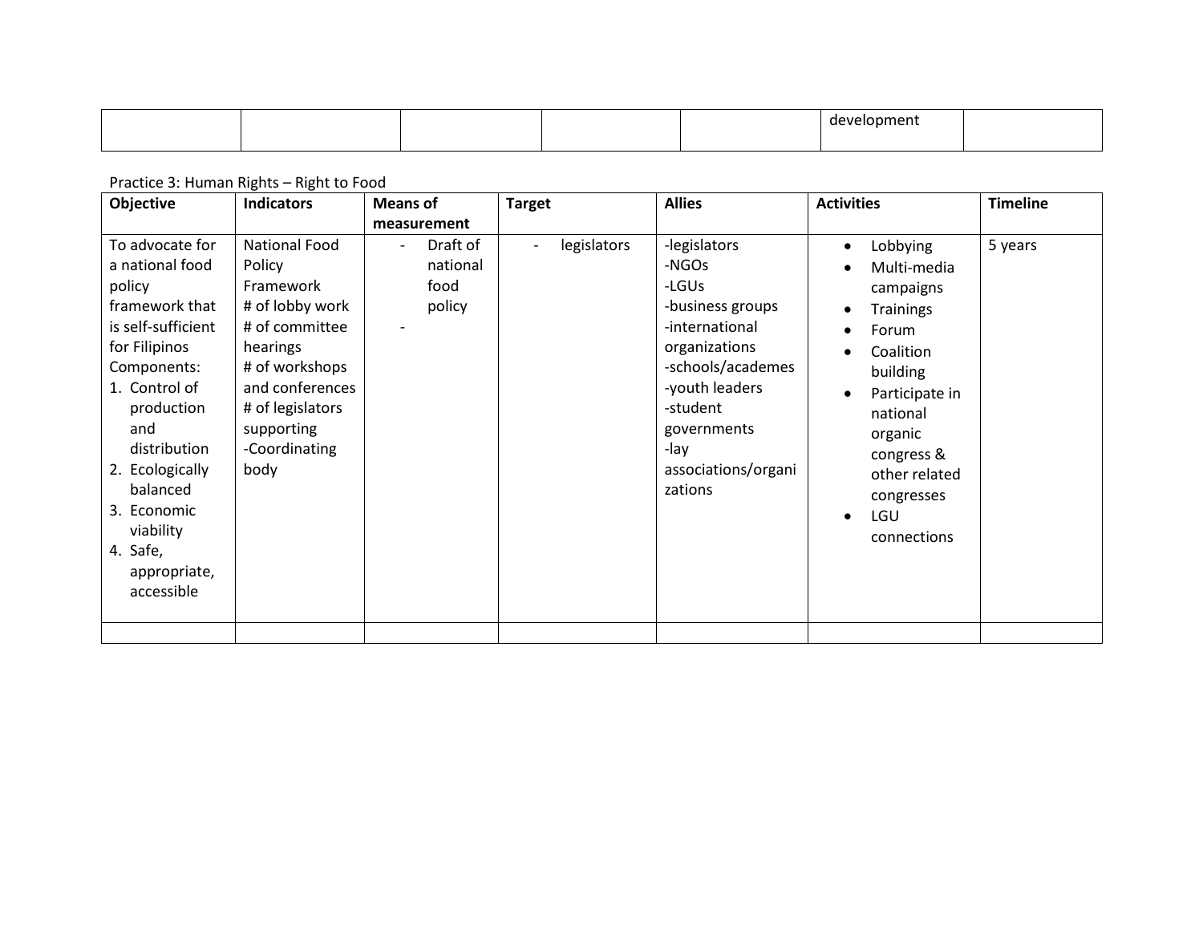| | | | | | | |
|---|---|---|---|---|---|---|
| | | | | | development | |

Practice 3: Human Rights – Right to Food

| Objective | Indicators | Means of measurement | Target | Allies | Activities | Timeline |
|---|---|---|---|---|---|---|
| To advocate for a national food policy framework that is self-sufficient for Filipinos<br>Components:<br>1. Control of production and distribution<br>2. Ecologically balanced<br>3. Economic viability<br>4. Safe, appropriate, accessible | National Food Policy Framework<br># of lobby work<br># of committee hearings<br># of workshops and conferences<br># of legislators supporting<br>-Coordinating body | - Draft of national food policy<br>- | - legislators | -legislators<br>-NGOs<br>-LGUs<br>-business groups<br>-international organizations<br>-schools/academes<br>-youth leaders<br>-student governments<br>-lay associations/organizations | • Lobbying<br>• Multi-media campaigns<br>• Trainings<br>• Forum<br>• Coalition building<br>• Participate in national organic congress & other related congresses<br>• LGU connections | 5 years |
| | | | | | | |